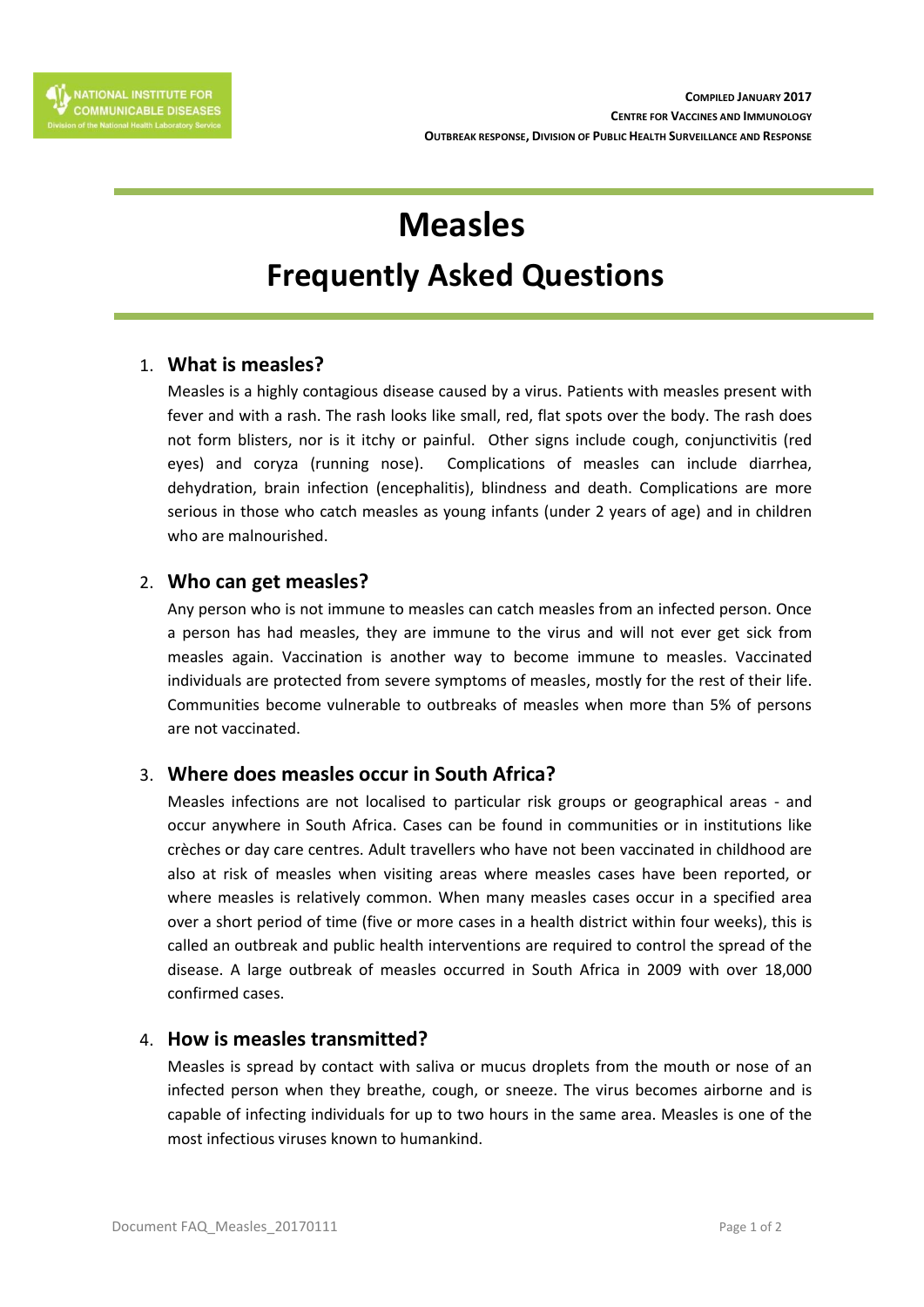NATIONAL INSTITUTE FOR COMMUNICABLE DISEASES
Division of the National Health Laboratory Service

**COMPILED JANUARY 2017**
**CENTRE FOR VACCINES AND IMMUNOLOGY**
**OUTBREAK RESPONSE, DIVISION OF PUBLIC HEALTH SURVEILLANCE AND RESPONSE**

# Measles

# Frequently Asked Questions

1. **What is measles?**

   Measles is a highly contagious disease caused by a virus. Patients with measles present with fever and with a rash. The rash looks like small, red, flat spots over the body. The rash does not form blisters, nor is it itchy or painful. Other signs include cough, conjunctivitis (red eyes) and coryza (running nose). Complications of measles can include diarrhea, dehydration, brain infection (encephalitis), blindness and death. Complications are more serious in those who catch measles as young infants (under 2 years of age) and in children who are malnourished.

2. **Who can get measles?**

   Any person who is not immune to measles can catch measles from an infected person. Once a person has had measles, they are immune to the virus and will not ever get sick from measles again. Vaccination is another way to become immune to measles. Vaccinated individuals are protected from severe symptoms of measles, mostly for the rest of their life. Communities become vulnerable to outbreaks of measles when more than 5% of persons are not vaccinated.

3. **Where does measles occur in South Africa?**

   Measles infections are not localised to particular risk groups or geographical areas - and occur anywhere in South Africa. Cases can be found in communities or in institutions like crèches or day care centres. Adult travellers who have not been vaccinated in childhood are also at risk of measles when visiting areas where measles cases have been reported, or where measles is relatively common. When many measles cases occur in a specified area over a short period of time (five or more cases in a health district within four weeks), this is called an outbreak and public health interventions are required to control the spread of the disease. A large outbreak of measles occurred in South Africa in 2009 with over 18,000 confirmed cases.

4. **How is measles transmitted?**

   Measles is spread by contact with saliva or mucus droplets from the mouth or nose of an infected person when they breathe, cough, or sneeze. The virus becomes airborne and is capable of infecting individuals for up to two hours in the same area. Measles is one of the most infectious viruses known to humankind.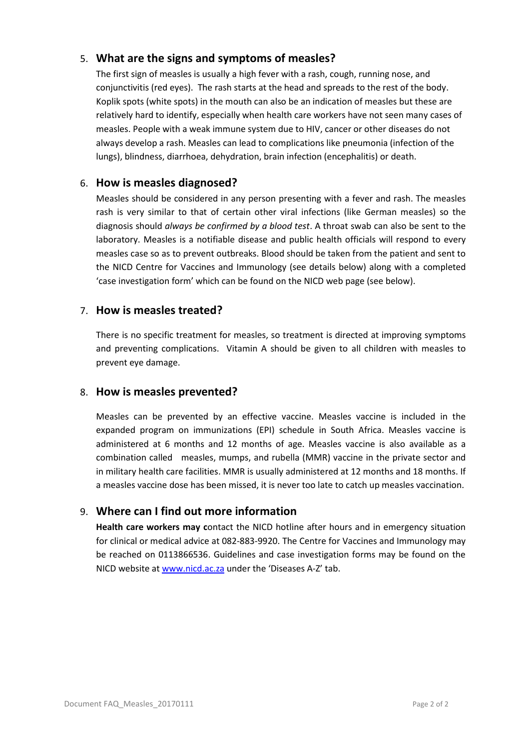## 5. What are the signs and symptoms of measles?

The first sign of measles is usually a high fever with a rash, cough, running nose, and conjunctivitis (red eyes). The rash starts at the head and spreads to the rest of the body. Koplik spots (white spots) in the mouth can also be an indication of measles but these are relatively hard to identify, especially when health care workers have not seen many cases of measles. People with a weak immune system due to HIV, cancer or other diseases do not always develop a rash. Measles can lead to complications like pneumonia (infection of the lungs), blindness, diarrhoea, dehydration, brain infection (encephalitis) or death.

## 6. How is measles diagnosed?

Measles should be considered in any person presenting with a fever and rash. The measles rash is very similar to that of certain other viral infections (like German measles) so the diagnosis should *always be confirmed by a blood test*. A throat swab can also be sent to the laboratory. Measles is a notifiable disease and public health officials will respond to every measles case so as to prevent outbreaks. Blood should be taken from the patient and sent to the NICD Centre for Vaccines and Immunology (see details below) along with a completed 'case investigation form' which can be found on the NICD web page (see below).

## 7. How is measles treated?

There is no specific treatment for measles, so treatment is directed at improving symptoms and preventing complications. Vitamin A should be given to all children with measles to prevent eye damage.

## 8. How is measles prevented?

Measles can be prevented by an effective vaccine. Measles vaccine is included in the expanded program on immunizations (EPI) schedule in South Africa. Measles vaccine is administered at 6 months and 12 months of age. Measles vaccine is also available as a combination called measles, mumps, and rubella (MMR) vaccine in the private sector and in military health care facilities. MMR is usually administered at 12 months and 18 months. If a measles vaccine dose has been missed, it is never too late to catch up measles vaccination.

## 9. Where can I find out more information

**Health care workers may c**ontact the NICD hotline after hours and in emergency situation for clinical or medical advice at 082-883-9920. The Centre for Vaccines and Immunology may be reached on 0113866536. Guidelines and case investigation forms may be found on the NICD website at [www.nicd.ac.za](http://www.nicd.ac.za) under the 'Diseases A-Z' tab.

Document FAQ_Measles_20170111